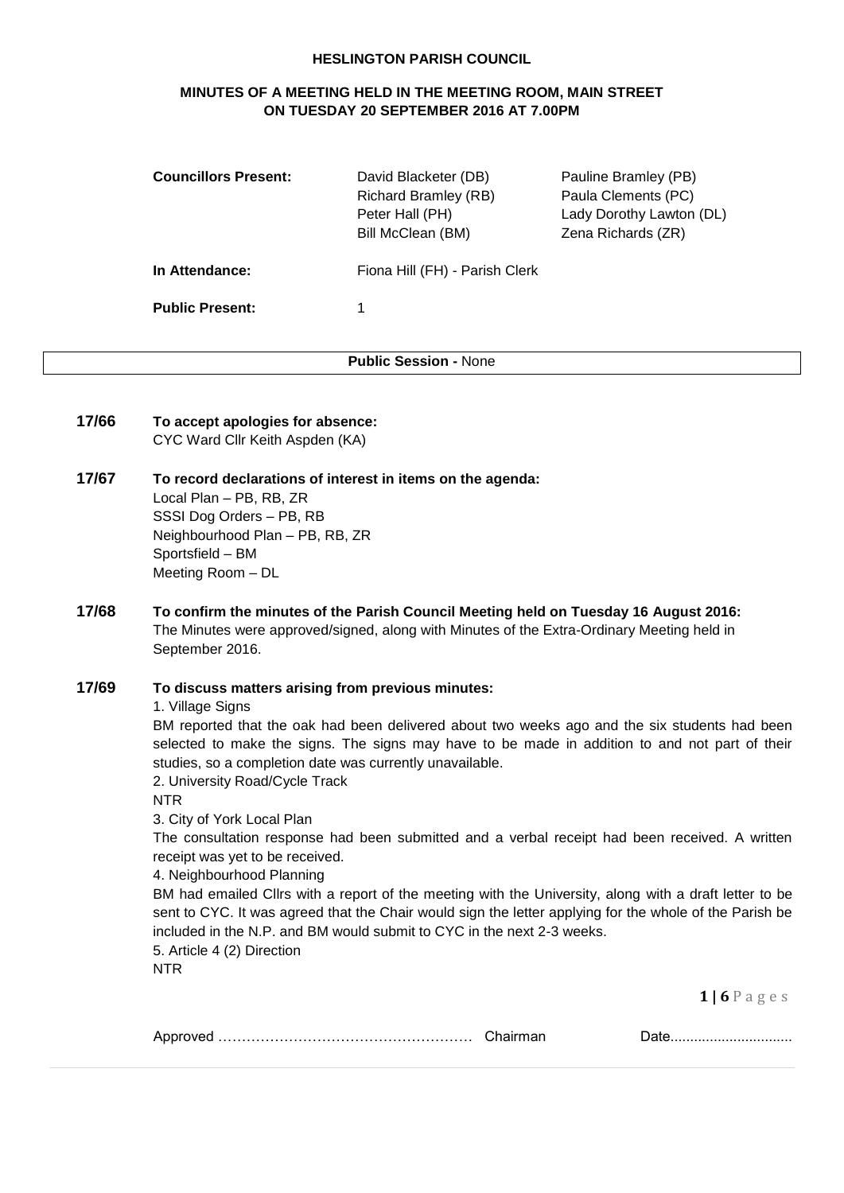# HESLINGTON PARISH COUNCIL

## MINUTES OF A MEETING HELD IN THE MEETING ROOM, MAIN STREET ON TUESDAY 20 SEPTEMBER 2016 AT 7.00PM

| | | |
|---|---|---|
| **Councillors Present:** | David Blacketer (DB) | Pauline Bramley (PB) |
| | Richard Bramley (RB) | Paula Clements (PC) |
| | Peter Hall (PH) | Lady Dorothy Lawton (DL) |
| | Bill McClean (BM) | Zena Richards (ZR) |
| **In Attendance:** | Fiona Hill (FH) - Parish Clerk | |
| **Public Present:** | 1 | |

**Public Session -** None

**17/66 To accept apologies for absence:**
CYC Ward Cllr Keith Aspden (KA)

**17/67 To record declarations of interest in items on the agenda:**
Local Plan – PB, RB, ZR
SSSI Dog Orders – PB, RB
Neighbourhood Plan – PB, RB, ZR
Sportsfield – BM
Meeting Room – DL

**17/68 To confirm the minutes of the Parish Council Meeting held on Tuesday 16 August 2016:**
The Minutes were approved/signed, along with Minutes of the Extra-Ordinary Meeting held in September 2016.

**17/69 To discuss matters arising from previous minutes:**

1. Village Signs

BM reported that the oak had been delivered about two weeks ago and the six students had been selected to make the signs. The signs may have to be made in addition to and not part of their studies, so a completion date was currently unavailable.

2. University Road/Cycle Track

NTR

3. City of York Local Plan

The consultation response had been submitted and a verbal receipt had been received. A written receipt was yet to be received.

4. Neighbourhood Planning

BM had emailed Cllrs with a report of the meeting with the University, along with a draft letter to be sent to CYC. It was agreed that the Chair would sign the letter applying for the whole of the Parish be included in the N.P. and BM would submit to CYC in the next 2-3 weeks.

5. Article 4 (2) Direction

NTR

Approved ……………………………………………… Chairman Date...............................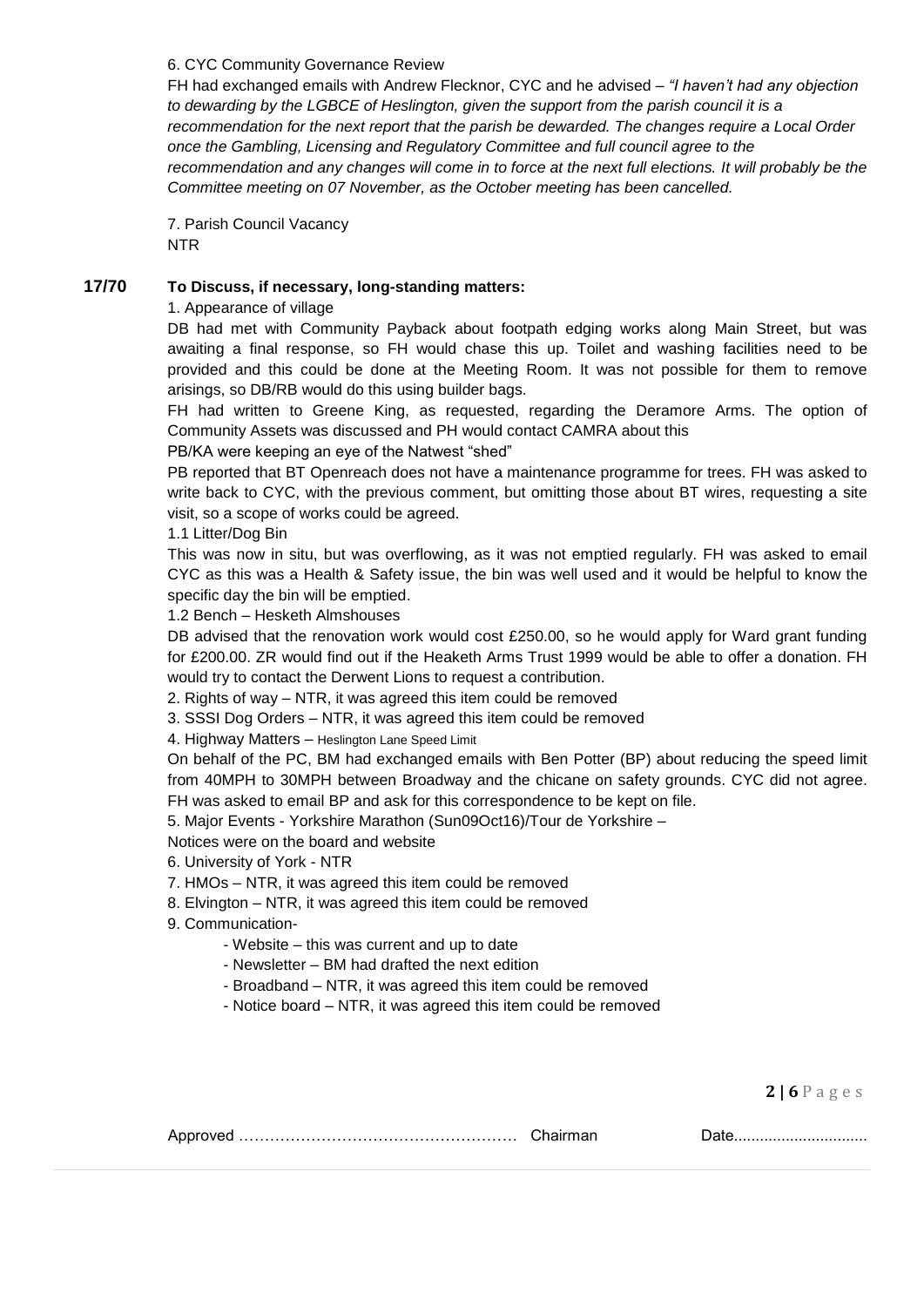6. CYC Community Governance Review

FH had exchanged emails with Andrew Flecknor, CYC and he advised – *"I haven't had any objection to dewarding by the LGBCE of Heslington, given the support from the parish council it is a recommendation for the next report that the parish be dewarded. The changes require a Local Order once the Gambling, Licensing and Regulatory Committee and full council agree to the recommendation and any changes will come in to force at the next full elections. It will probably be the Committee meeting on 07 November, as the October meeting has been cancelled.*

7. Parish Council Vacancy

NTR

**17/70 To Discuss, if necessary, long-standing matters:**

1. Appearance of village

DB had met with Community Payback about footpath edging works along Main Street, but was awaiting a final response, so FH would chase this up. Toilet and washing facilities need to be provided and this could be done at the Meeting Room. It was not possible for them to remove arisings, so DB/RB would do this using builder bags.

FH had written to Greene King, as requested, regarding the Deramore Arms. The option of Community Assets was discussed and PH would contact CAMRA about this

PB/KA were keeping an eye of the Natwest "shed"

PB reported that BT Openreach does not have a maintenance programme for trees. FH was asked to write back to CYC, with the previous comment, but omitting those about BT wires, requesting a site visit, so a scope of works could be agreed.

1.1 Litter/Dog Bin

This was now in situ, but was overflowing, as it was not emptied regularly. FH was asked to email CYC as this was a Health & Safety issue, the bin was well used and it would be helpful to know the specific day the bin will be emptied.

1.2 Bench – Hesketh Almshouses

DB advised that the renovation work would cost £250.00, so he would apply for Ward grant funding for £200.00. ZR would find out if the Heaketh Arms Trust 1999 would be able to offer a donation. FH would try to contact the Derwent Lions to request a contribution.

2. Rights of way – NTR, it was agreed this item could be removed

3. SSSI Dog Orders – NTR, it was agreed this item could be removed

4. Highway Matters – Heslington Lane Speed Limit

On behalf of the PC, BM had exchanged emails with Ben Potter (BP) about reducing the speed limit from 40MPH to 30MPH between Broadway and the chicane on safety grounds. CYC did not agree. FH was asked to email BP and ask for this correspondence to be kept on file.

5. Major Events - Yorkshire Marathon (Sun09Oct16)/Tour de Yorkshire –

Notices were on the board and website

6. University of York - NTR

7. HMOs – NTR, it was agreed this item could be removed

8. Elvington – NTR, it was agreed this item could be removed

9. Communication-

- Website – this was current and up to date
- Newsletter – BM had drafted the next edition
- Broadband – NTR, it was agreed this item could be removed
- Notice board – NTR, it was agreed this item could be removed

Approved …………………………………………… Chairman Date...............................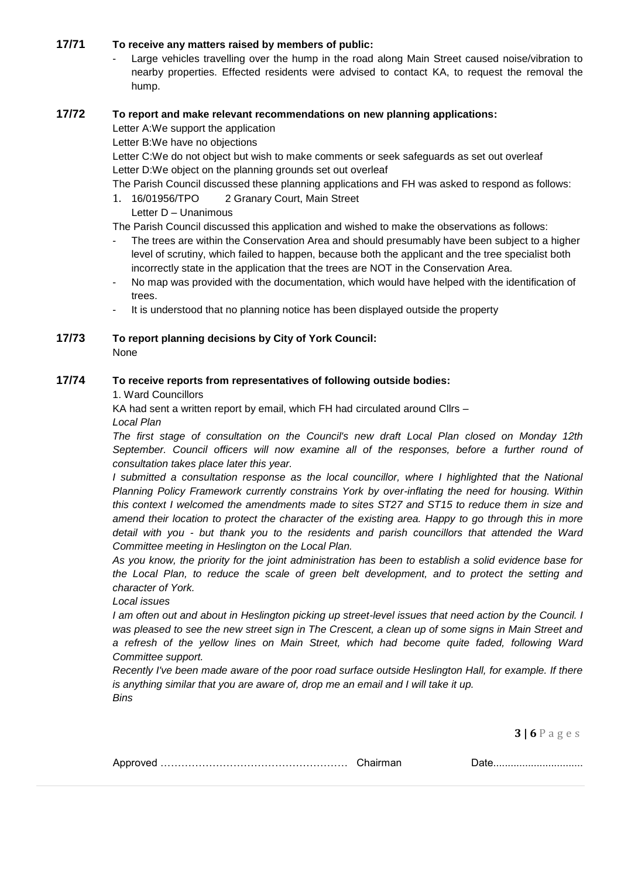**17/71 To receive any matters raised by members of public:**

- Large vehicles travelling over the hump in the road along Main Street caused noise/vibration to nearby properties. Effected residents were advised to contact KA, to request the removal the hump.

**17/72 To report and make relevant recommendations on new planning applications:**

Letter A:We support the application

Letter B:We have no objections

Letter C:We do not object but wish to make comments or seek safeguards as set out overleaf

Letter D:We object on the planning grounds set out overleaf

The Parish Council discussed these planning applications and FH was asked to respond as follows:

1. 16/01956/TPO 2 Granary Court, Main Street

   Letter D – Unanimous

The Parish Council discussed this application and wished to make the observations as follows:

- The trees are within the Conservation Area and should presumably have been subject to a higher level of scrutiny, which failed to happen, because both the applicant and the tree specialist both incorrectly state in the application that the trees are NOT in the Conservation Area.
- No map was provided with the documentation, which would have helped with the identification of trees.
- It is understood that no planning notice has been displayed outside the property

**17/73 To report planning decisions by City of York Council:**

None

**17/74 To receive reports from representatives of following outside bodies:**

1. Ward Councillors

KA had sent a written report by email, which FH had circulated around Cllrs –

*Local Plan*

*The first stage of consultation on the Council's new draft Local Plan closed on Monday 12th September. Council officers will now examine all of the responses, before a further round of consultation takes place later this year.*

*I submitted a consultation response as the local councillor, where I highlighted that the National Planning Policy Framework currently constrains York by over-inflating the need for housing. Within this context I welcomed the amendments made to sites ST27 and ST15 to reduce them in size and amend their location to protect the character of the existing area. Happy to go through this in more detail with you - but thank you to the residents and parish councillors that attended the Ward Committee meeting in Heslington on the Local Plan.*

*As you know, the priority for the joint administration has been to establish a solid evidence base for the Local Plan, to reduce the scale of green belt development, and to protect the setting and character of York.*

*Local issues*

*I am often out and about in Heslington picking up street-level issues that need action by the Council. I was pleased to see the new street sign in The Crescent, a clean up of some signs in Main Street and a refresh of the yellow lines on Main Street, which had become quite faded, following Ward Committee support.*

*Recently I've been made aware of the poor road surface outside Heslington Hall, for example. If there is anything similar that you are aware of, drop me an email and I will take it up.*

*Bins*

Approved …………………………………………… Chairman Date..............................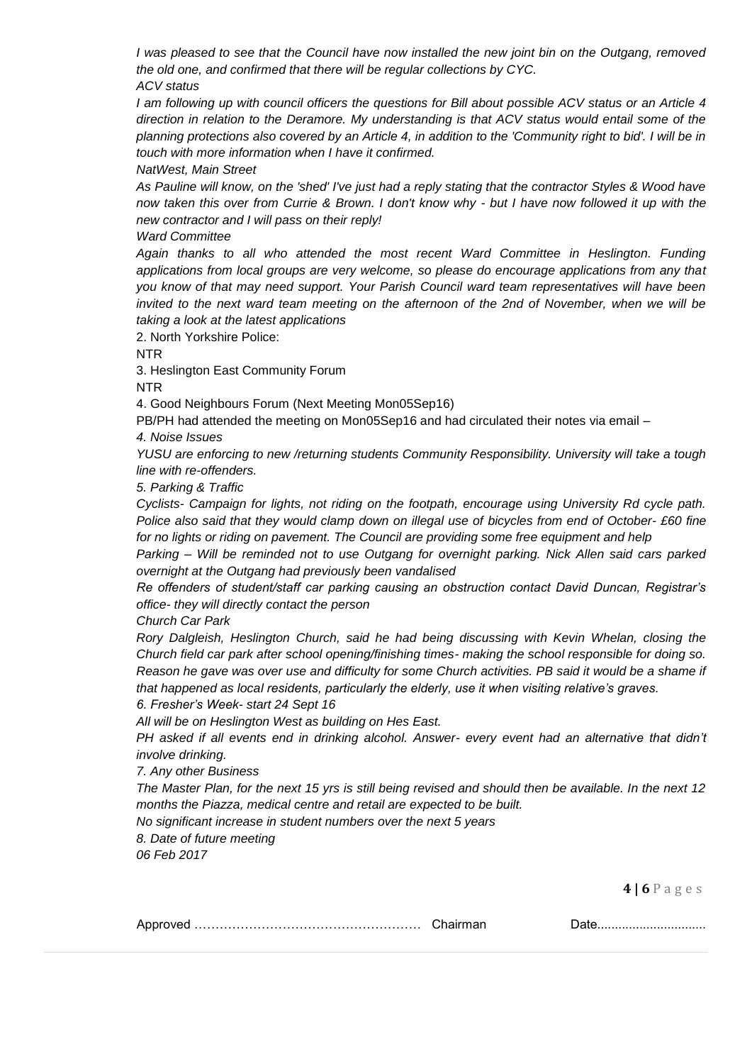*I was pleased to see that the Council have now installed the new joint bin on the Outgang, removed the old one, and confirmed that there will be regular collections by CYC.*

*ACV status*

*I am following up with council officers the questions for Bill about possible ACV status or an Article 4 direction in relation to the Deramore. My understanding is that ACV status would entail some of the planning protections also covered by an Article 4, in addition to the 'Community right to bid'. I will be in touch with more information when I have it confirmed.*

*NatWest, Main Street*

*As Pauline will know, on the 'shed' I've just had a reply stating that the contractor Styles & Wood have now taken this over from Currie & Brown. I don't know why - but I have now followed it up with the new contractor and I will pass on their reply!*

*Ward Committee*

*Again thanks to all who attended the most recent Ward Committee in Heslington. Funding applications from local groups are very welcome, so please do encourage applications from any that you know of that may need support. Your Parish Council ward team representatives will have been invited to the next ward team meeting on the afternoon of the 2nd of November, when we will be taking a look at the latest applications*

2. North Yorkshire Police:

NTR

3. Heslington East Community Forum

NTR

4. Good Neighbours Forum (Next Meeting Mon05Sep16)

PB/PH had attended the meeting on Mon05Sep16 and had circulated their notes via email –

*4. Noise Issues*

*YUSU are enforcing to new /returning students Community Responsibility. University will take a tough line with re-offenders.*

*5. Parking & Traffic*

*Cyclists- Campaign for lights, not riding on the footpath, encourage using University Rd cycle path. Police also said that they would clamp down on illegal use of bicycles from end of October- £60 fine for no lights or riding on pavement. The Council are providing some free equipment and help*

*Parking – Will be reminded not to use Outgang for overnight parking. Nick Allen said cars parked overnight at the Outgang had previously been vandalised*

*Re offenders of student/staff car parking causing an obstruction contact David Duncan, Registrar's office- they will directly contact the person*

*Church Car Park*

*Rory Dalgleish, Heslington Church, said he had being discussing with Kevin Whelan, closing the Church field car park after school opening/finishing times- making the school responsible for doing so. Reason he gave was over use and difficulty for some Church activities. PB said it would be a shame if that happened as local residents, particularly the elderly, use it when visiting relative's graves.*

*6. Fresher's Week- start 24 Sept 16*

*All will be on Heslington West as building on Hes East.*

*PH asked if all events end in drinking alcohol. Answer- every event had an alternative that didn't involve drinking.*

*7. Any other Business*

*The Master Plan, for the next 15 yrs is still being revised and should then be available. In the next 12 months the Piazza, medical centre and retail are expected to be built.*

*No significant increase in student numbers over the next 5 years*

*8. Date of future meeting*

*06 Feb 2017*

Approved …………………………………………… Chairman Date...............................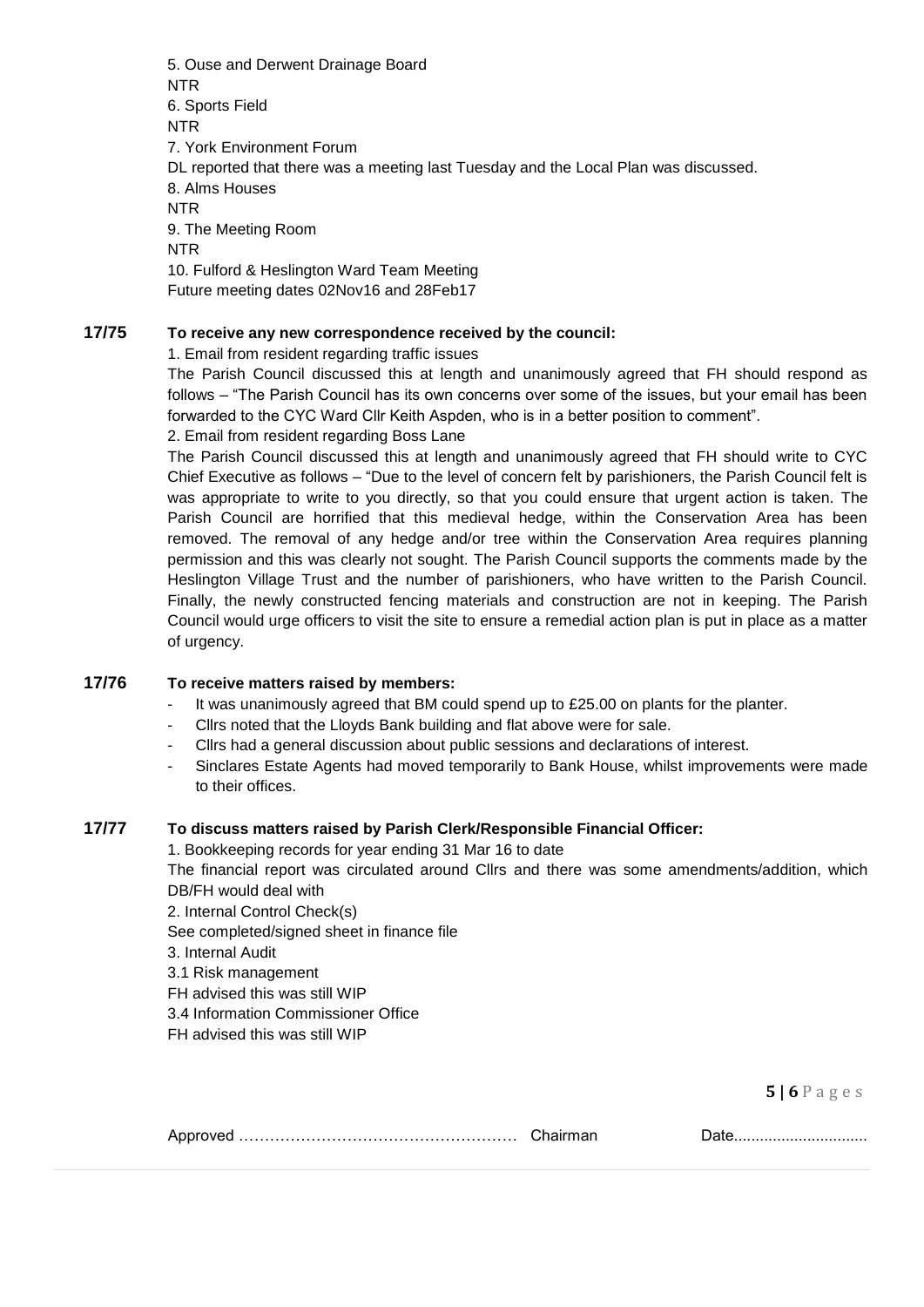5. Ouse and Derwent Drainage Board

NTR

6. Sports Field

NTR

7. York Environment Forum

DL reported that there was a meeting last Tuesday and the Local Plan was discussed.

8. Alms Houses

NTR

9. The Meeting Room

NTR

10. Fulford & Heslington Ward Team Meeting

Future meeting dates 02Nov16 and 28Feb17

**17/75 To receive any new correspondence received by the council:**

1. Email from resident regarding traffic issues

The Parish Council discussed this at length and unanimously agreed that FH should respond as follows – "The Parish Council has its own concerns over some of the issues, but your email has been forwarded to the CYC Ward Cllr Keith Aspden, who is in a better position to comment".

2. Email from resident regarding Boss Lane

The Parish Council discussed this at length and unanimously agreed that FH should write to CYC Chief Executive as follows – "Due to the level of concern felt by parishioners, the Parish Council felt is was appropriate to write to you directly, so that you could ensure that urgent action is taken. The Parish Council are horrified that this medieval hedge, within the Conservation Area has been removed. The removal of any hedge and/or tree within the Conservation Area requires planning permission and this was clearly not sought. The Parish Council supports the comments made by the Heslington Village Trust and the number of parishioners, who have written to the Parish Council. Finally, the newly constructed fencing materials and construction are not in keeping. The Parish Council would urge officers to visit the site to ensure a remedial action plan is put in place as a matter of urgency.

**17/76 To receive matters raised by members:**

- It was unanimously agreed that BM could spend up to £25.00 on plants for the planter.
- Cllrs noted that the Lloyds Bank building and flat above were for sale.
- Cllrs had a general discussion about public sessions and declarations of interest.
- Sinclares Estate Agents had moved temporarily to Bank House, whilst improvements were made to their offices.

**17/77 To discuss matters raised by Parish Clerk/Responsible Financial Officer:**

1. Bookkeeping records for year ending 31 Mar 16 to date

The financial report was circulated around Cllrs and there was some amendments/addition, which DB/FH would deal with

2. Internal Control Check(s)

See completed/signed sheet in finance file

3. Internal Audit

3.1 Risk management

FH advised this was still WIP

3.4 Information Commissioner Office

FH advised this was still WIP

Approved ……………………………………………… Chairman Date..............................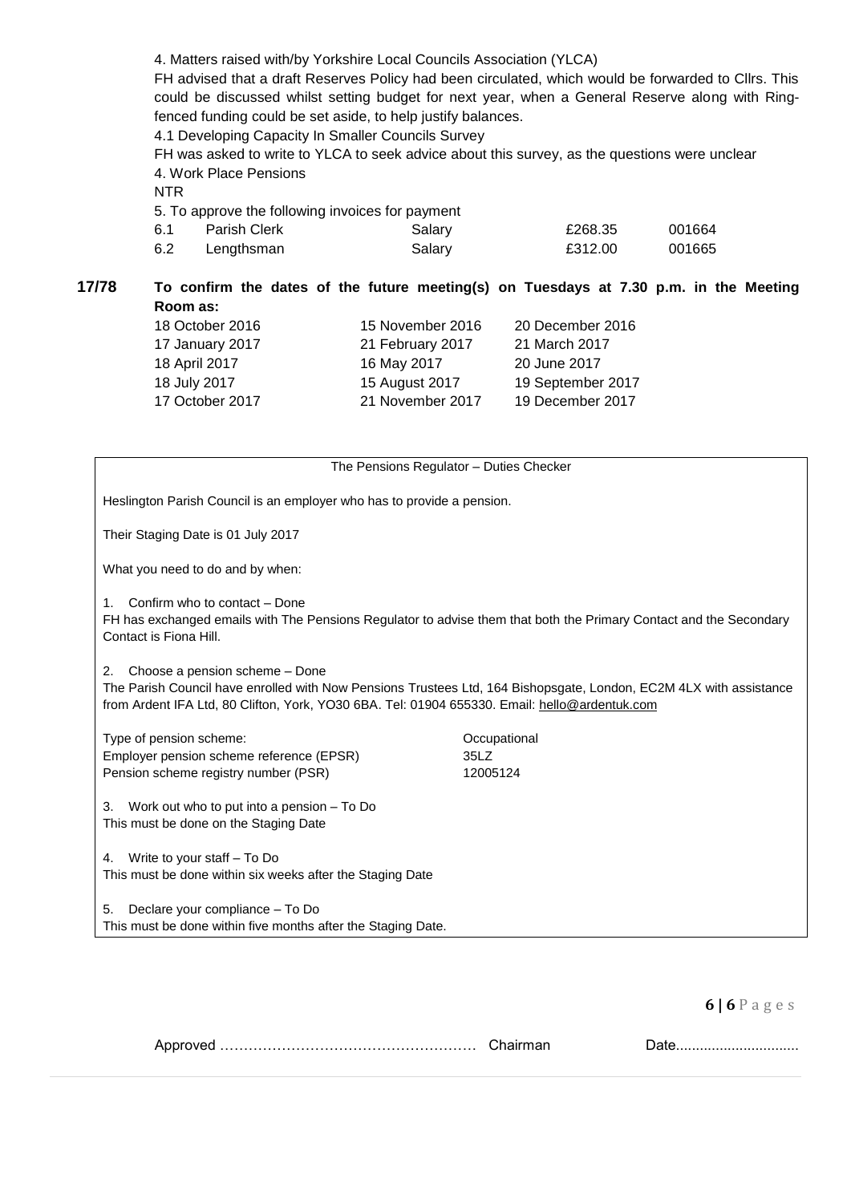4. Matters raised with/by Yorkshire Local Councils Association (YLCA)

FH advised that a draft Reserves Policy had been circulated, which would be forwarded to Cllrs. This could be discussed whilst setting budget for next year, when a General Reserve along with Ring-fenced funding could be set aside, to help justify balances.

4.1 Developing Capacity In Smaller Councils Survey

FH was asked to write to YLCA to seek advice about this survey, as the questions were unclear

4. Work Place Pensions

NTR

5. To approve the following invoices for payment

| | | | | |
|---|---|---|---|---|
| 6.1 | Parish Clerk | Salary | £268.35 | 001664 |
| 6.2 | Lengthsman | Salary | £312.00 | 001665 |

**17/78 To confirm the dates of the future meeting(s) on Tuesdays at 7.30 p.m. in the Meeting Room as:**

| | | |
|---|---|---|
| 18 October 2016 | 15 November 2016 | 20 December 2016 |
| 17 January 2017 | 21 February 2017 | 21 March 2017 |
| 18 April 2017 | 16 May 2017 | 20 June 2017 |
| 18 July 2017 | 15 August 2017 | 19 September 2017 |
| 17 October 2017 | 21 November 2017 | 19 December 2017 |

The Pensions Regulator – Duties Checker

Heslington Parish Council is an employer who has to provide a pension.

Their Staging Date is 01 July 2017

What you need to do and by when:

1. Confirm who to contact – Done

FH has exchanged emails with The Pensions Regulator to advise them that both the Primary Contact and the Secondary Contact is Fiona Hill.

2. Choose a pension scheme – Done

The Parish Council have enrolled with Now Pensions Trustees Ltd, 164 Bishopsgate, London, EC2M 4LX with assistance from Ardent IFA Ltd, 80 Clifton, York, YO30 6BA. Tel: 01904 655330. Email: hello@ardentuk.com

| | |
|---|---|
| Type of pension scheme: | Occupational |
| Employer pension scheme reference (EPSR) | 35LZ |
| Pension scheme registry number (PSR) | 12005124 |

3. Work out who to put into a pension – To Do

This must be done on the Staging Date

4. Write to your staff – To Do

This must be done within six weeks after the Staging Date

5. Declare your compliance – To Do

This must be done within five months after the Staging Date.

Approved …………………………………………… Chairman Date...............................